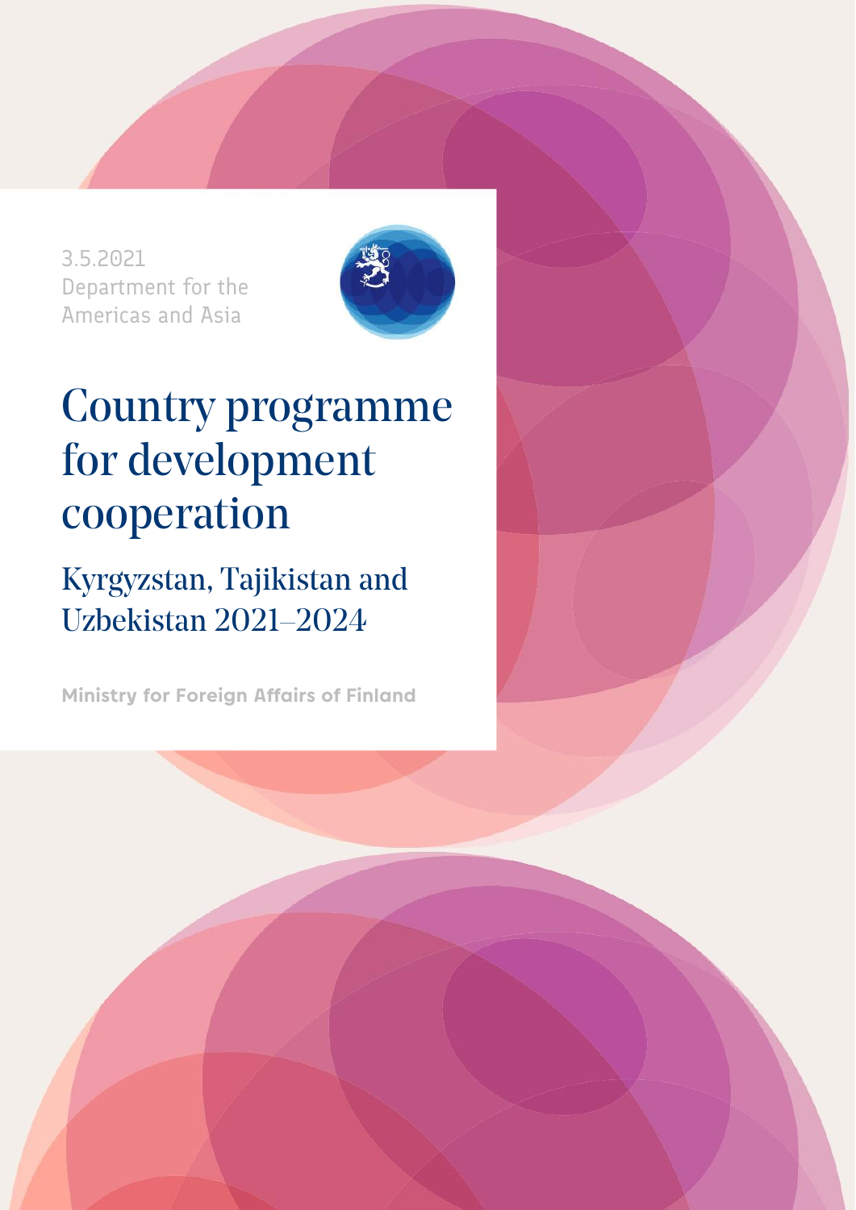3.5.2021
Department for the Americas and Asia

# Country programme for development cooperation

## Kyrgyzstan, Tajikistan and Uzbekistan 2021–2024

**Ministry for Foreign Affairs of Finland**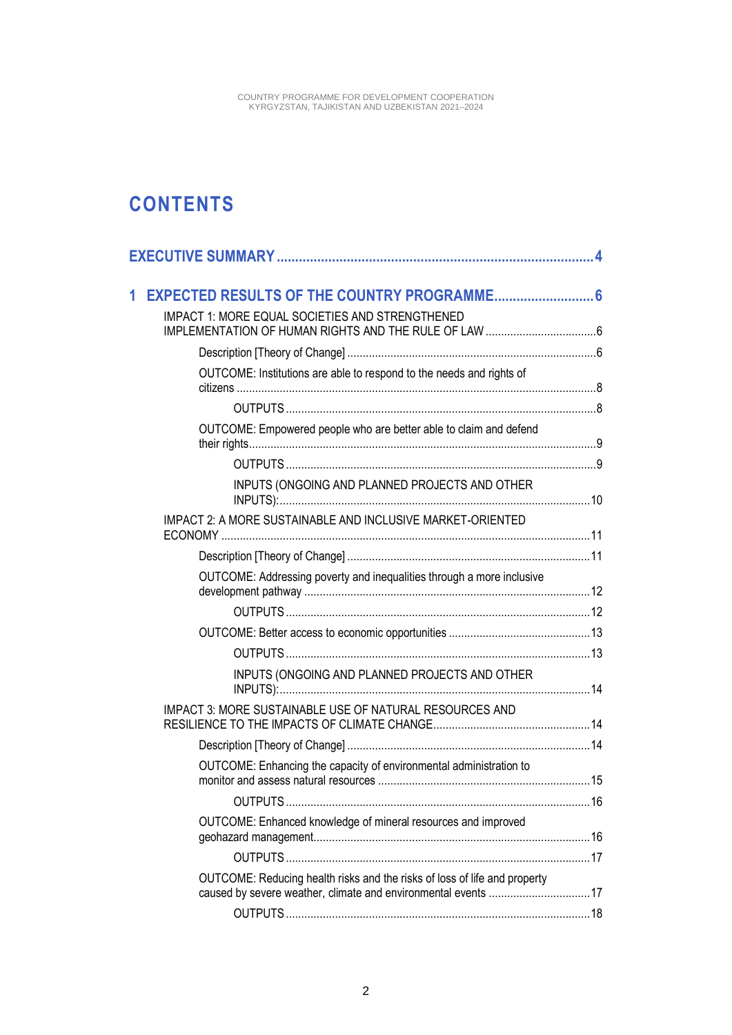# CONTENTS

EXECUTIVE SUMMARY ........................................................................................ 4

1 EXPECTED RESULTS OF THE COUNTRY PROGRAMME ........................................ 6

- IMPACT 1: MORE EQUAL SOCIETIES AND STRENGTHENED IMPLEMENTATION OF HUMAN RIGHTS AND THE RULE OF LAW ........................................ 6
  - Description [Theory of Change] ........................................ 6
  - OUTCOME: Institutions are able to respond to the needs and rights of citizens ........................................ 8
    - OUTPUTS ........................................ 8
  - OUTCOME: Empowered people who are better able to claim and defend their rights ........................................ 9
    - OUTPUTS ........................................ 9
    - INPUTS (ONGOING AND PLANNED PROJECTS AND OTHER INPUTS): ........................................ 10
- IMPACT 2: A MORE SUSTAINABLE AND INCLUSIVE MARKET-ORIENTED ECONOMY ........................................ 11
  - Description [Theory of Change] ........................................ 11
  - OUTCOME: Addressing poverty and inequalities through a more inclusive development pathway ........................................ 12
    - OUTPUTS ........................................ 12
  - OUTCOME: Better access to economic opportunities ........................................ 13
    - OUTPUTS ........................................ 13
    - INPUTS (ONGOING AND PLANNED PROJECTS AND OTHER INPUTS): ........................................ 14
- IMPACT 3: MORE SUSTAINABLE USE OF NATURAL RESOURCES AND RESILIENCE TO THE IMPACTS OF CLIMATE CHANGE ........................................ 14
  - Description [Theory of Change] ........................................ 14
  - OUTCOME: Enhancing the capacity of environmental administration to monitor and assess natural resources ........................................ 15
    - OUTPUTS ........................................ 16
  - OUTCOME: Enhanced knowledge of mineral resources and improved geohazard management ........................................ 16
    - OUTPUTS ........................................ 17
  - OUTCOME: Reducing health risks and the risks of loss of life and property caused by severe weather, climate and environmental events ........................................ 17
    - OUTPUTS ........................................ 18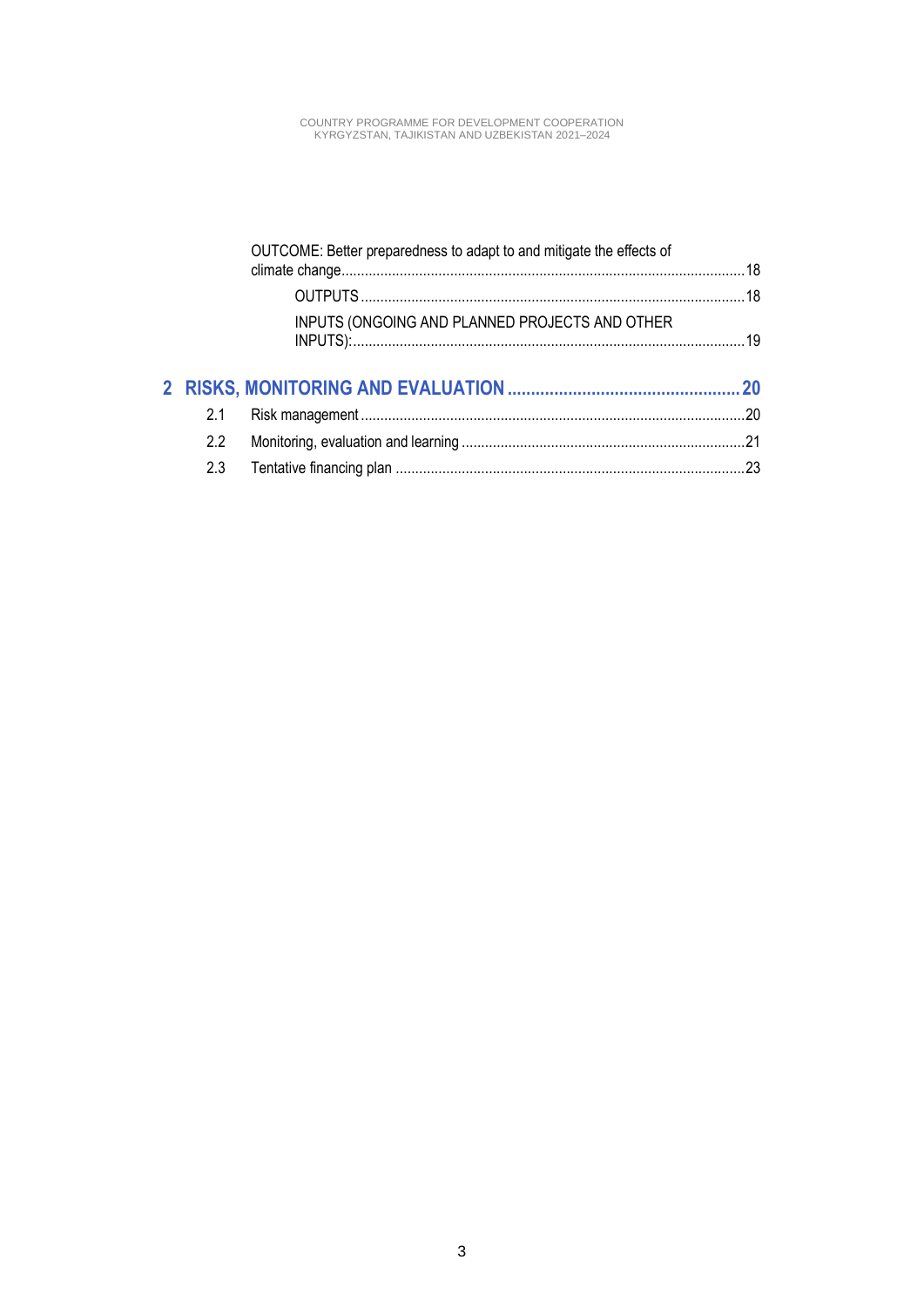OUTCOME: Better preparedness to adapt to and mitigate the effects of climate change.......................................................................................................18

OUTPUTS...................................................................................................18

INPUTS (ONGOING AND PLANNED PROJECTS AND OTHER INPUTS):...................................................................................................19

**2 RISKS, MONITORING AND EVALUATION.................................................20**

2.1 Risk management...................................................................................................20

2.2 Monitoring, evaluation and learning.........................................................................21

2.3 Tentative financing plan..........................................................................................23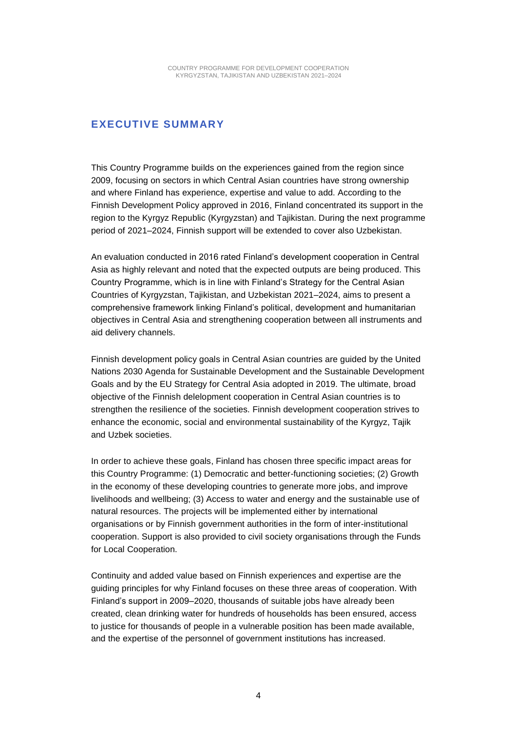## EXECUTIVE SUMMARY

This Country Programme builds on the experiences gained from the region since 2009, focusing on sectors in which Central Asian countries have strong ownership and where Finland has experience, expertise and value to add. According to the Finnish Development Policy approved in 2016, Finland concentrated its support in the region to the Kyrgyz Republic (Kyrgyzstan) and Tajikistan. During the next programme period of 2021–2024, Finnish support will be extended to cover also Uzbekistan.

An evaluation conducted in 2016 rated Finland's development cooperation in Central Asia as highly relevant and noted that the expected outputs are being produced. This Country Programme, which is in line with Finland's Strategy for the Central Asian Countries of Kyrgyzstan, Tajikistan, and Uzbekistan 2021–2024, aims to present a comprehensive framework linking Finland's political, development and humanitarian objectives in Central Asia and strengthening cooperation between all instruments and aid delivery channels.

Finnish development policy goals in Central Asian countries are guided by the United Nations 2030 Agenda for Sustainable Development and the Sustainable Development Goals and by the EU Strategy for Central Asia adopted in 2019. The ultimate, broad objective of the Finnish delelopment cooperation in Central Asian countries is to strengthen the resilience of the societies. Finnish development cooperation strives to enhance the economic, social and environmental sustainability of the Kyrgyz, Tajik and Uzbek societies.

In order to achieve these goals, Finland has chosen three specific impact areas for this Country Programme: (1) Democratic and better-functioning societies; (2) Growth in the economy of these developing countries to generate more jobs, and improve livelihoods and wellbeing; (3) Access to water and energy and the sustainable use of natural resources. The projects will be implemented either by international organisations or by Finnish government authorities in the form of inter-institutional cooperation. Support is also provided to civil society organisations through the Funds for Local Cooperation.

Continuity and added value based on Finnish experiences and expertise are the guiding principles for why Finland focuses on these three areas of cooperation. With Finland's support in 2009–2020, thousands of suitable jobs have already been created, clean drinking water for hundreds of households has been ensured, access to justice for thousands of people in a vulnerable position has been made available, and the expertise of the personnel of government institutions has increased.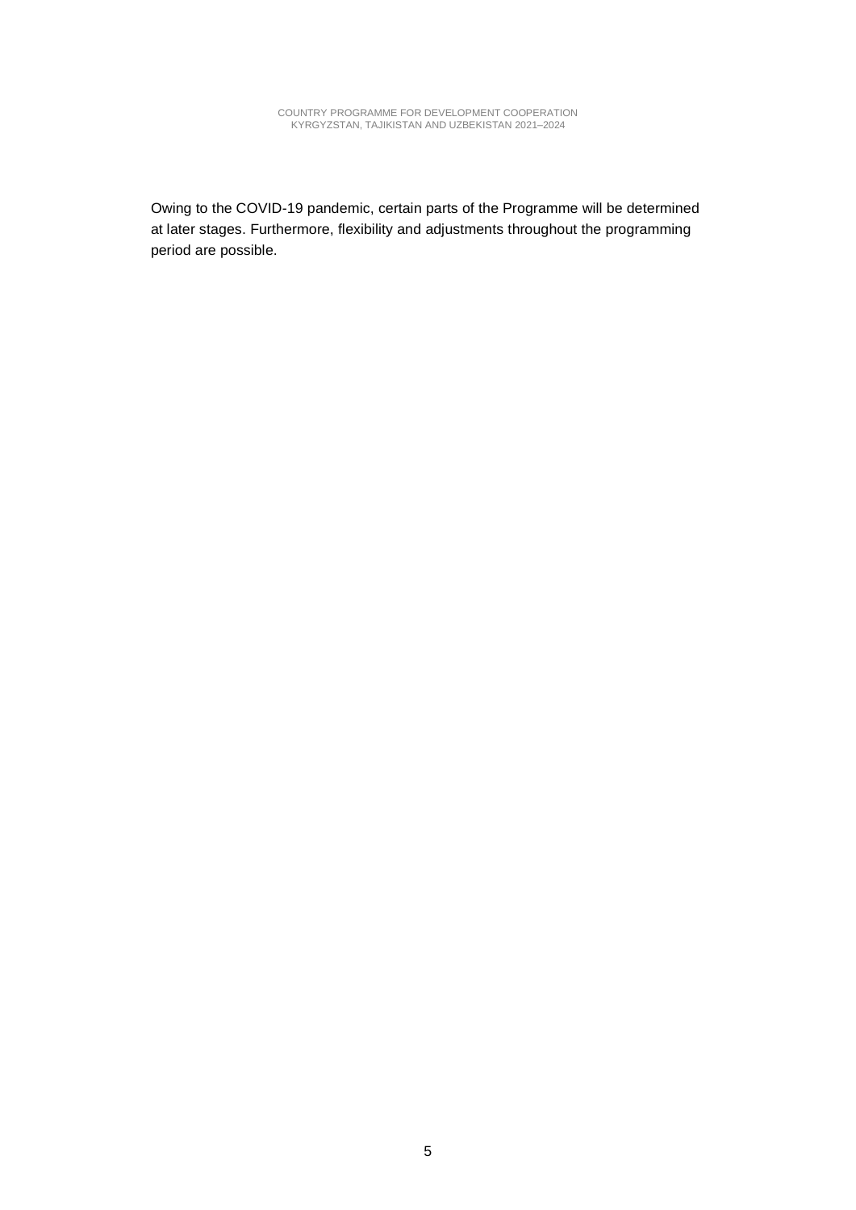Owing to the COVID-19 pandemic, certain parts of the Programme will be determined at later stages. Furthermore, flexibility and adjustments throughout the programming period are possible.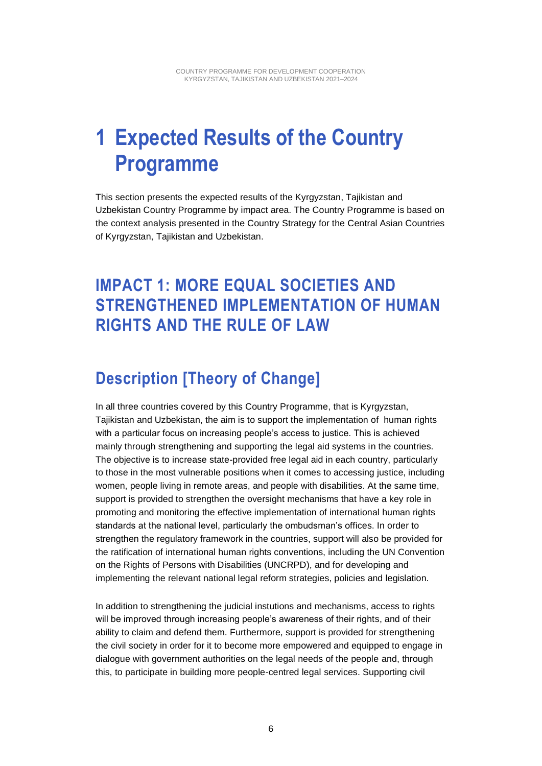# 1 Expected Results of the Country Programme

This section presents the expected results of the Kyrgyzstan, Tajikistan and Uzbekistan Country Programme by impact area. The Country Programme is based on the context analysis presented in the Country Strategy for the Central Asian Countries of Kyrgyzstan, Tajikistan and Uzbekistan.

## IMPACT 1: MORE EQUAL SOCIETIES AND STRENGTHENED IMPLEMENTATION OF HUMAN RIGHTS AND THE RULE OF LAW

### Description [Theory of Change]

In all three countries covered by this Country Programme, that is Kyrgyzstan, Tajikistan and Uzbekistan, the aim is to support the implementation of human rights with a particular focus on increasing people's access to justice. This is achieved mainly through strengthening and supporting the legal aid systems in the countries. The objective is to increase state-provided free legal aid in each country, particularly to those in the most vulnerable positions when it comes to accessing justice, including women, people living in remote areas, and people with disabilities. At the same time, support is provided to strengthen the oversight mechanisms that have a key role in promoting and monitoring the effective implementation of international human rights standards at the national level, particularly the ombudsman's offices. In order to strengthen the regulatory framework in the countries, support will also be provided for the ratification of international human rights conventions, including the UN Convention on the Rights of Persons with Disabilities (UNCRPD), and for developing and implementing the relevant national legal reform strategies, policies and legislation.

In addition to strengthening the judicial instutions and mechanisms, access to rights will be improved through increasing people's awareness of their rights, and of their ability to claim and defend them. Furthermore, support is provided for strengthening the civil society in order for it to become more empowered and equipped to engage in dialogue with government authorities on the legal needs of the people and, through this, to participate in building more people-centred legal services. Supporting civil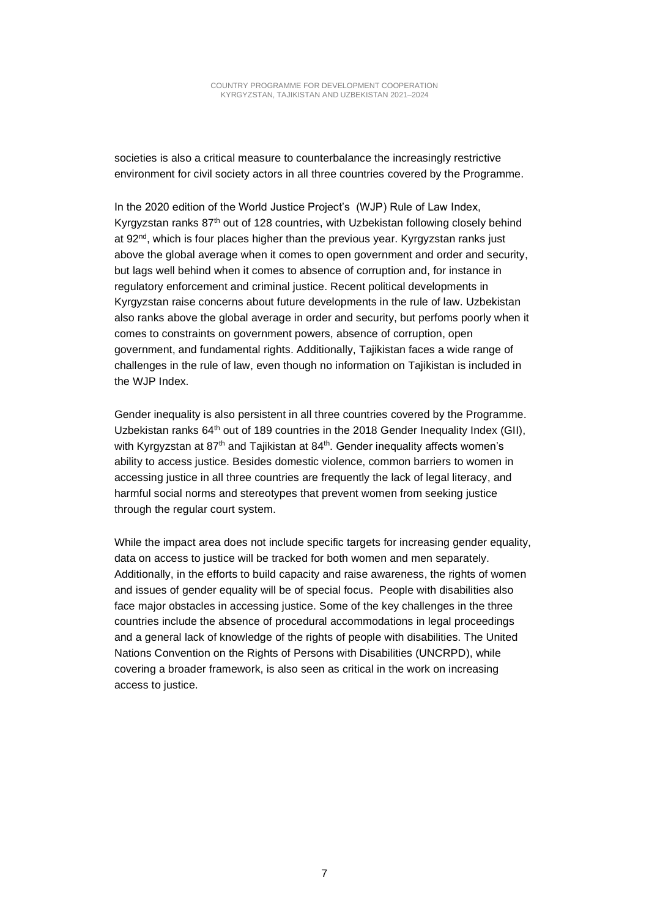societies is also a critical measure to counterbalance the increasingly restrictive environment for civil society actors in all three countries covered by the Programme.

In the 2020 edition of the World Justice Project's (WJP) Rule of Law Index, Kyrgyzstan ranks 87th out of 128 countries, with Uzbekistan following closely behind at 92nd, which is four places higher than the previous year. Kyrgyzstan ranks just above the global average when it comes to open government and order and security, but lags well behind when it comes to absence of corruption and, for instance in regulatory enforcement and criminal justice. Recent political developments in Kyrgyzstan raise concerns about future developments in the rule of law. Uzbekistan also ranks above the global average in order and security, but perfoms poorly when it comes to constraints on government powers, absence of corruption, open government, and fundamental rights. Additionally, Tajikistan faces a wide range of challenges in the rule of law, even though no information on Tajikistan is included in the WJP Index.

Gender inequality is also persistent in all three countries covered by the Programme. Uzbekistan ranks 64th out of 189 countries in the 2018 Gender Inequality Index (GII), with Kyrgyzstan at 87th and Tajikistan at 84th. Gender inequality affects women's ability to access justice. Besides domestic violence, common barriers to women in accessing justice in all three countries are frequently the lack of legal literacy, and harmful social norms and stereotypes that prevent women from seeking justice through the regular court system.

While the impact area does not include specific targets for increasing gender equality, data on access to justice will be tracked for both women and men separately. Additionally, in the efforts to build capacity and raise awareness, the rights of women and issues of gender equality will be of special focus. People with disabilities also face major obstacles in accessing justice. Some of the key challenges in the three countries include the absence of procedural accommodations in legal proceedings and a general lack of knowledge of the rights of people with disabilities. The United Nations Convention on the Rights of Persons with Disabilities (UNCRPD), while covering a broader framework, is also seen as critical in the work on increasing access to justice.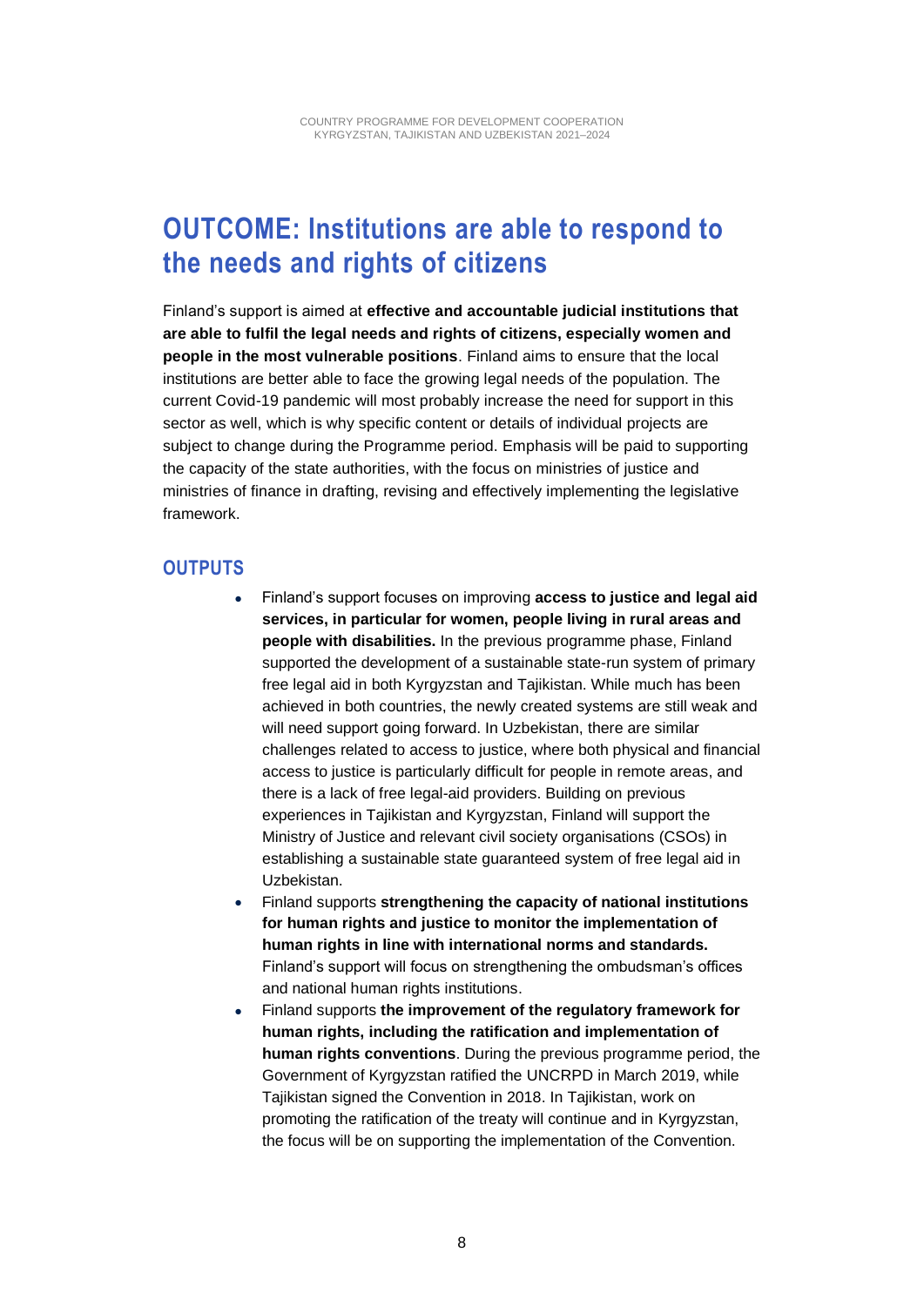# OUTCOME: Institutions are able to respond to the needs and rights of citizens

Finland's support is aimed at **effective and accountable judicial institutions that are able to fulfil the legal needs and rights of citizens, especially women and people in the most vulnerable positions**. Finland aims to ensure that the local institutions are better able to face the growing legal needs of the population. The current Covid-19 pandemic will most probably increase the need for support in this sector as well, which is why specific content or details of individual projects are subject to change during the Programme period. Emphasis will be paid to supporting the capacity of the state authorities, with the focus on ministries of justice and ministries of finance in drafting, revising and effectively implementing the legislative framework.

## OUTPUTS

- Finland's support focuses on improving **access to justice and legal aid services, in particular for women, people living in rural areas and people with disabilities.** In the previous programme phase, Finland supported the development of a sustainable state-run system of primary free legal aid in both Kyrgyzstan and Tajikistan. While much has been achieved in both countries, the newly created systems are still weak and will need support going forward. In Uzbekistan, there are similar challenges related to access to justice, where both physical and financial access to justice is particularly difficult for people in remote areas, and there is a lack of free legal-aid providers. Building on previous experiences in Tajikistan and Kyrgyzstan, Finland will support the Ministry of Justice and relevant civil society organisations (CSOs) in establishing a sustainable state guaranteed system of free legal aid in Uzbekistan.
- Finland supports **strengthening the capacity of national institutions for human rights and justice to monitor the implementation of human rights in line with international norms and standards.** Finland's support will focus on strengthening the ombudsman's offices and national human rights institutions.
- Finland supports **the improvement of the regulatory framework for human rights, including the ratification and implementation of human rights conventions**. During the previous programme period, the Government of Kyrgyzstan ratified the UNCRPD in March 2019, while Tajikistan signed the Convention in 2018. In Tajikistan, work on promoting the ratification of the treaty will continue and in Kyrgyzstan, the focus will be on supporting the implementation of the Convention.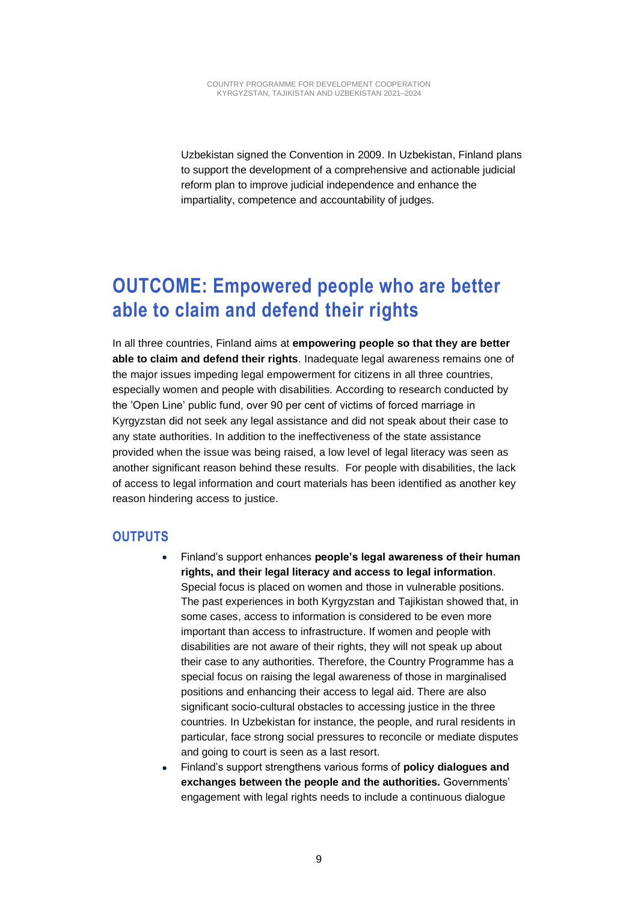Uzbekistan signed the Convention in 2009. In Uzbekistan, Finland plans to support the development of a comprehensive and actionable judicial reform plan to improve judicial independence and enhance the impartiality, competence and accountability of judges.

## OUTCOME: Empowered people who are better able to claim and defend their rights

In all three countries, Finland aims at **empowering people so that they are better able to claim and defend their rights**. Inadequate legal awareness remains one of the major issues impeding legal empowerment for citizens in all three countries, especially women and people with disabilities. According to research conducted by the 'Open Line' public fund, over 90 per cent of victims of forced marriage in Kyrgyzstan did not seek any legal assistance and did not speak about their case to any state authorities. In addition to the ineffectiveness of the state assistance provided when the issue was being raised, a low level of legal literacy was seen as another significant reason behind these results. For people with disabilities, the lack of access to legal information and court materials has been identified as another key reason hindering access to justice.

### OUTPUTS

- Finland's support enhances **people's legal awareness of their human rights, and their legal literacy and access to legal information**. Special focus is placed on women and those in vulnerable positions. The past experiences in both Kyrgyzstan and Tajikistan showed that, in some cases, access to information is considered to be even more important than access to infrastructure. If women and people with disabilities are not aware of their rights, they will not speak up about their case to any authorities. Therefore, the Country Programme has a special focus on raising the legal awareness of those in marginalised positions and enhancing their access to legal aid. There are also significant socio-cultural obstacles to accessing justice in the three countries. In Uzbekistan for instance, the people, and rural residents in particular, face strong social pressures to reconcile or mediate disputes and going to court is seen as a last resort.
- Finland's support strengthens various forms of **policy dialogues and exchanges between the people and the authorities.** Governments' engagement with legal rights needs to include a continuous dialogue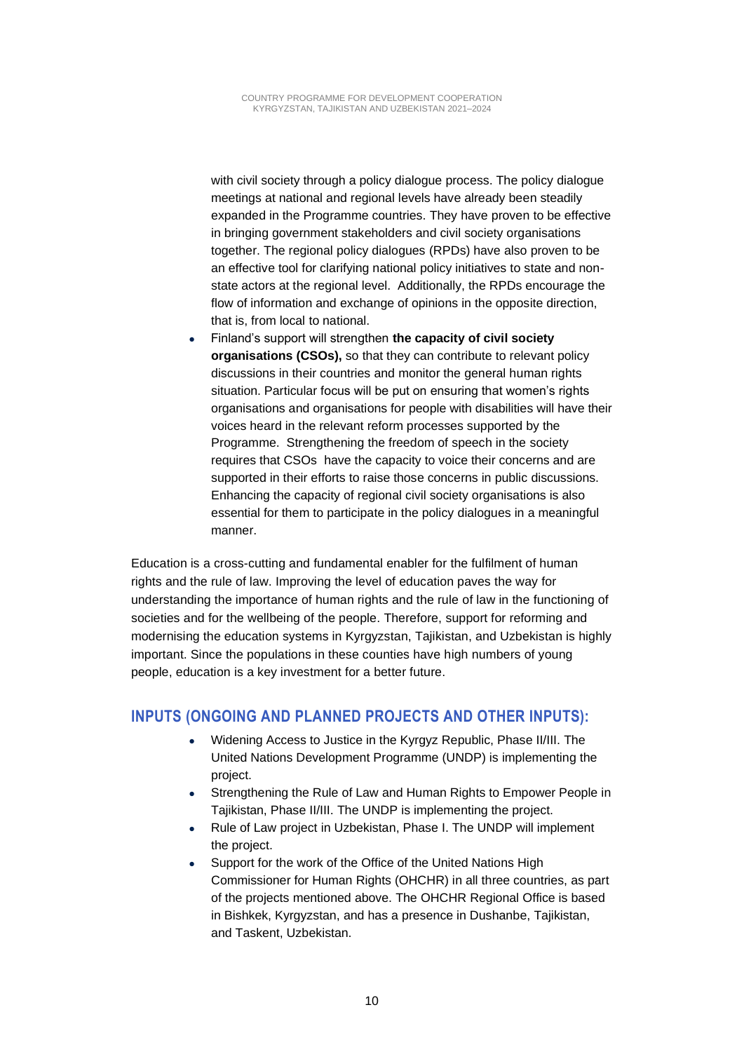with civil society through a policy dialogue process. The policy dialogue meetings at national and regional levels have already been steadily expanded in the Programme countries. They have proven to be effective in bringing government stakeholders and civil society organisations together. The regional policy dialogues (RPDs) have also proven to be an effective tool for clarifying national policy initiatives to state and non-state actors at the regional level. Additionally, the RPDs encourage the flow of information and exchange of opinions in the opposite direction, that is, from local to national.

- Finland's support will strengthen **the capacity of civil society organisations (CSOs),** so that they can contribute to relevant policy discussions in their countries and monitor the general human rights situation. Particular focus will be put on ensuring that women's rights organisations and organisations for people with disabilities will have their voices heard in the relevant reform processes supported by the Programme. Strengthening the freedom of speech in the society requires that CSOs have the capacity to voice their concerns and are supported in their efforts to raise those concerns in public discussions. Enhancing the capacity of regional civil society organisations is also essential for them to participate in the policy dialogues in a meaningful manner.

Education is a cross-cutting and fundamental enabler for the fulfilment of human rights and the rule of law. Improving the level of education paves the way for understanding the importance of human rights and the rule of law in the functioning of societies and for the wellbeing of the people. Therefore, support for reforming and modernising the education systems in Kyrgyzstan, Tajikistan, and Uzbekistan is highly important. Since the populations in these counties have high numbers of young people, education is a key investment for a better future.

## INPUTS (ONGOING AND PLANNED PROJECTS AND OTHER INPUTS):

- Widening Access to Justice in the Kyrgyz Republic, Phase II/III. The United Nations Development Programme (UNDP) is implementing the project.
- Strengthening the Rule of Law and Human Rights to Empower People in Tajikistan, Phase II/III. The UNDP is implementing the project.
- Rule of Law project in Uzbekistan, Phase I. The UNDP will implement the project.
- Support for the work of the Office of the United Nations High Commissioner for Human Rights (OHCHR) in all three countries, as part of the projects mentioned above. The OHCHR Regional Office is based in Bishkek, Kyrgyzstan, and has a presence in Dushanbe, Tajikistan, and Taskent, Uzbekistan.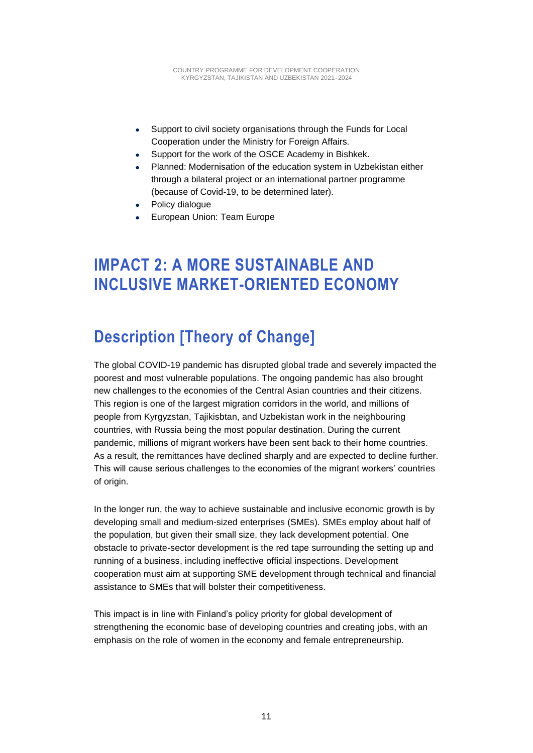- Support to civil society organisations through the Funds for Local Cooperation under the Ministry for Foreign Affairs.
- Support for the work of the OSCE Academy in Bishkek.
- Planned: Modernisation of the education system in Uzbekistan either through a bilateral project or an international partner programme (because of Covid-19, to be determined later).
- Policy dialogue
- European Union: Team Europe

# IMPACT 2: A MORE SUSTAINABLE AND INCLUSIVE MARKET-ORIENTED ECONOMY

## Description [Theory of Change]

The global COVID-19 pandemic has disrupted global trade and severely impacted the poorest and most vulnerable populations. The ongoing pandemic has also brought new challenges to the economies of the Central Asian countries and their citizens. This region is one of the largest migration corridors in the world, and millions of people from Kyrgyzstan, Tajikisbtan, and Uzbekistan work in the neighbouring countries, with Russia being the most popular destination. During the current pandemic, millions of migrant workers have been sent back to their home countries. As a result, the remittances have declined sharply and are expected to decline further. This will cause serious challenges to the economies of the migrant workers' countries of origin.

In the longer run, the way to achieve sustainable and inclusive economic growth is by developing small and medium-sized enterprises (SMEs). SMEs employ about half of the population, but given their small size, they lack development potential. One obstacle to private-sector development is the red tape surrounding the setting up and running of a business, including ineffective official inspections. Development cooperation must aim at supporting SME development through technical and financial assistance to SMEs that will bolster their competitiveness.

This impact is in line with Finland's policy priority for global development of strengthening the economic base of developing countries and creating jobs, with an emphasis on the role of women in the economy and female entrepreneurship.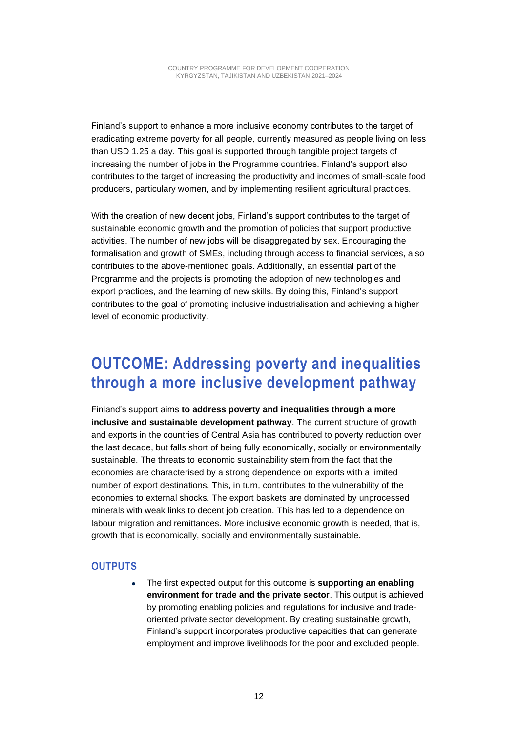Finland’s support to enhance a more inclusive economy contributes to the target of eradicating extreme poverty for all people, currently measured as people living on less than USD 1.25 a day. This goal is supported through tangible project targets of increasing the number of jobs in the Programme countries. Finland’s support also contributes to the target of increasing the productivity and incomes of small-scale food producers, particulary women, and by implementing resilient agricultural practices.

With the creation of new decent jobs, Finland’s support contributes to the target of sustainable economic growth and the promotion of policies that support productive activities. The number of new jobs will be disaggregated by sex. Encouraging the formalisation and growth of SMEs, including through access to financial services, also contributes to the above-mentioned goals. Additionally, an essential part of the Programme and the projects is promoting the adoption of new technologies and export practices, and the learning of new skills. By doing this, Finland’s support contributes to the goal of promoting inclusive industrialisation and achieving a higher level of economic productivity.

# OUTCOME: Addressing poverty and inequalities through a more inclusive development pathway

Finland’s support aims **to address poverty and inequalities through a more inclusive and sustainable development pathway**. The current structure of growth and exports in the countries of Central Asia has contributed to poverty reduction over the last decade, but falls short of being fully economically, socially or environmentally sustainable. The threats to economic sustainability stem from the fact that the economies are characterised by a strong dependence on exports with a limited number of export destinations. This, in turn, contributes to the vulnerability of the economies to external shocks. The export baskets are dominated by unprocessed minerals with weak links to decent job creation. This has led to a dependence on labour migration and remittances. More inclusive economic growth is needed, that is, growth that is economically, socially and environmentally sustainable.

## OUTPUTS

- The first expected output for this outcome is **supporting an enabling environment for trade and the private sector**. This output is achieved by promoting enabling policies and regulations for inclusive and trade-oriented private sector development. By creating sustainable growth, Finland’s support incorporates productive capacities that can generate employment and improve livelihoods for the poor and excluded people.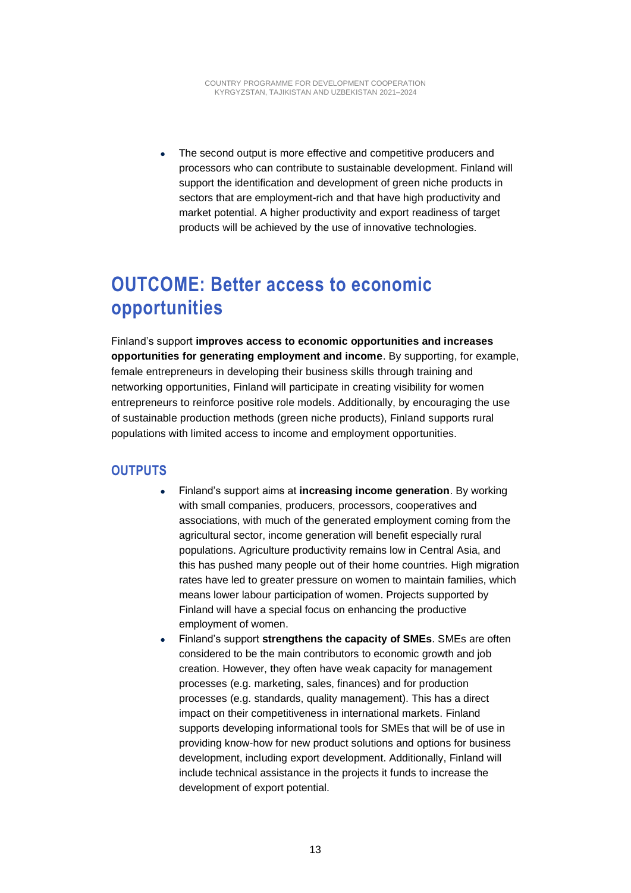- The second output is more effective and competitive producers and processors who can contribute to sustainable development. Finland will support the identification and development of green niche products in sectors that are employment-rich and that have high productivity and market potential. A higher productivity and export readiness of target products will be achieved by the use of innovative technologies.

## OUTCOME: Better access to economic opportunities

Finland's support **improves access to economic opportunities and increases opportunities for generating employment and income**. By supporting, for example, female entrepreneurs in developing their business skills through training and networking opportunities, Finland will participate in creating visibility for women entrepreneurs to reinforce positive role models. Additionally, by encouraging the use of sustainable production methods (green niche products), Finland supports rural populations with limited access to income and employment opportunities.

### OUTPUTS

- Finland's support aims at **increasing income generation**. By working with small companies, producers, processors, cooperatives and associations, with much of the generated employment coming from the agricultural sector, income generation will benefit especially rural populations. Agriculture productivity remains low in Central Asia, and this has pushed many people out of their home countries. High migration rates have led to greater pressure on women to maintain families, which means lower labour participation of women. Projects supported by Finland will have a special focus on enhancing the productive employment of women.
- Finland's support **strengthens the capacity of SMEs**. SMEs are often considered to be the main contributors to economic growth and job creation. However, they often have weak capacity for management processes (e.g. marketing, sales, finances) and for production processes (e.g. standards, quality management). This has a direct impact on their competitiveness in international markets. Finland supports developing informational tools for SMEs that will be of use in providing know-how for new product solutions and options for business development, including export development. Additionally, Finland will include technical assistance in the projects it funds to increase the development of export potential.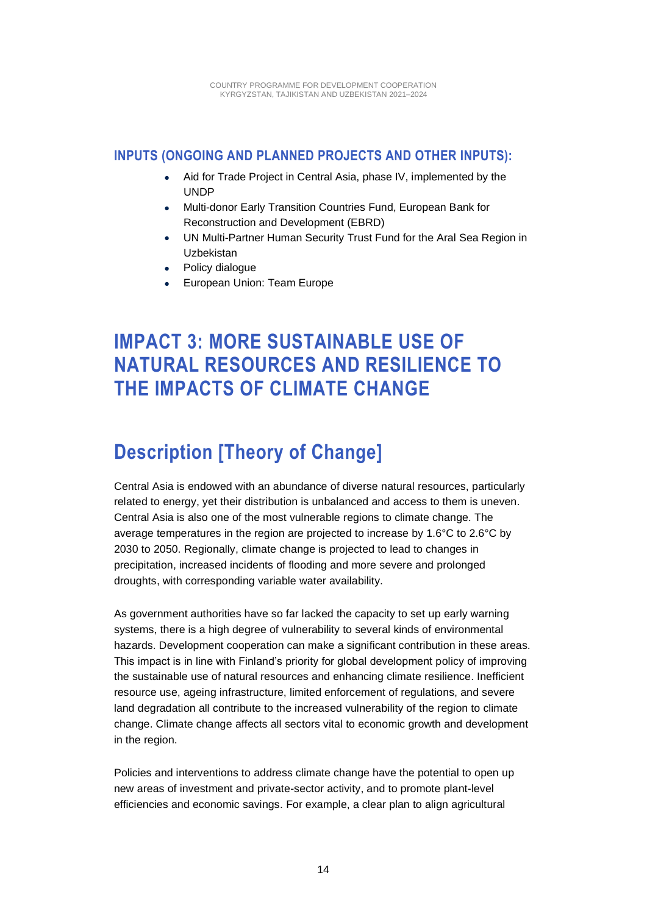### INPUTS (ONGOING AND PLANNED PROJECTS AND OTHER INPUTS):

- Aid for Trade Project in Central Asia, phase IV, implemented by the UNDP
- Multi-donor Early Transition Countries Fund, European Bank for Reconstruction and Development (EBRD)
- UN Multi-Partner Human Security Trust Fund for the Aral Sea Region in Uzbekistan
- Policy dialogue
- European Union: Team Europe

# IMPACT 3: MORE SUSTAINABLE USE OF NATURAL RESOURCES AND RESILIENCE TO THE IMPACTS OF CLIMATE CHANGE

## Description [Theory of Change]

Central Asia is endowed with an abundance of diverse natural resources, particularly related to energy, yet their distribution is unbalanced and access to them is uneven. Central Asia is also one of the most vulnerable regions to climate change. The average temperatures in the region are projected to increase by 1.6°C to 2.6°C by 2030 to 2050. Regionally, climate change is projected to lead to changes in precipitation, increased incidents of flooding and more severe and prolonged droughts, with corresponding variable water availability.

As government authorities have so far lacked the capacity to set up early warning systems, there is a high degree of vulnerability to several kinds of environmental hazards. Development cooperation can make a significant contribution in these areas. This impact is in line with Finland's priority for global development policy of improving the sustainable use of natural resources and enhancing climate resilience. Inefficient resource use, ageing infrastructure, limited enforcement of regulations, and severe land degradation all contribute to the increased vulnerability of the region to climate change. Climate change affects all sectors vital to economic growth and development in the region.

Policies and interventions to address climate change have the potential to open up new areas of investment and private-sector activity, and to promote plant-level efficiencies and economic savings. For example, a clear plan to align agricultural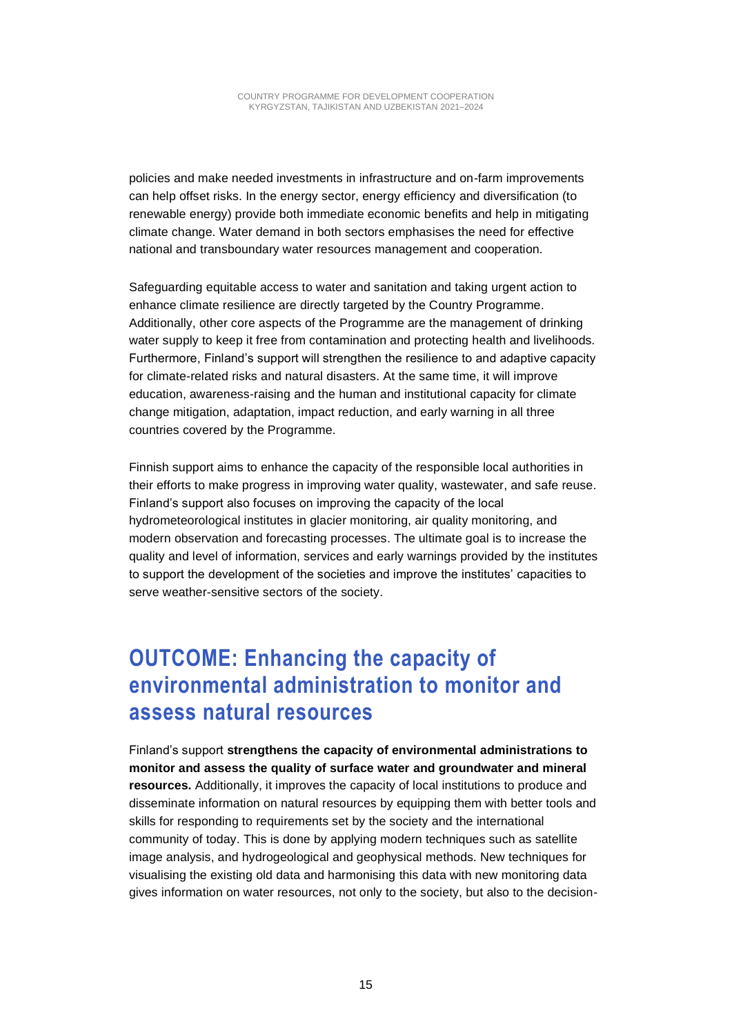policies and make needed investments in infrastructure and on-farm improvements can help offset risks. In the energy sector, energy efficiency and diversification (to renewable energy) provide both immediate economic benefits and help in mitigating climate change. Water demand in both sectors emphasises the need for effective national and transboundary water resources management and cooperation.

Safeguarding equitable access to water and sanitation and taking urgent action to enhance climate resilience are directly targeted by the Country Programme. Additionally, other core aspects of the Programme are the management of drinking water supply to keep it free from contamination and protecting health and livelihoods. Furthermore, Finland's support will strengthen the resilience to and adaptive capacity for climate-related risks and natural disasters. At the same time, it will improve education, awareness-raising and the human and institutional capacity for climate change mitigation, adaptation, impact reduction, and early warning in all three countries covered by the Programme.

Finnish support aims to enhance the capacity of the responsible local authorities in their efforts to make progress in improving water quality, wastewater, and safe reuse. Finland's support also focuses on improving the capacity of the local hydrometeorological institutes in glacier monitoring, air quality monitoring, and modern observation and forecasting processes. The ultimate goal is to increase the quality and level of information, services and early warnings provided by the institutes to support the development of the societies and improve the institutes' capacities to serve weather-sensitive sectors of the society.

## OUTCOME: Enhancing the capacity of environmental administration to monitor and assess natural resources

Finland's support **strengthens the capacity of environmental administrations to monitor and assess the quality of surface water and groundwater and mineral resources.** Additionally, it improves the capacity of local institutions to produce and disseminate information on natural resources by equipping them with better tools and skills for responding to requirements set by the society and the international community of today. This is done by applying modern techniques such as satellite image analysis, and hydrogeological and geophysical methods. New techniques for visualising the existing old data and harmonising this data with new monitoring data gives information on water resources, not only to the society, but also to the decision-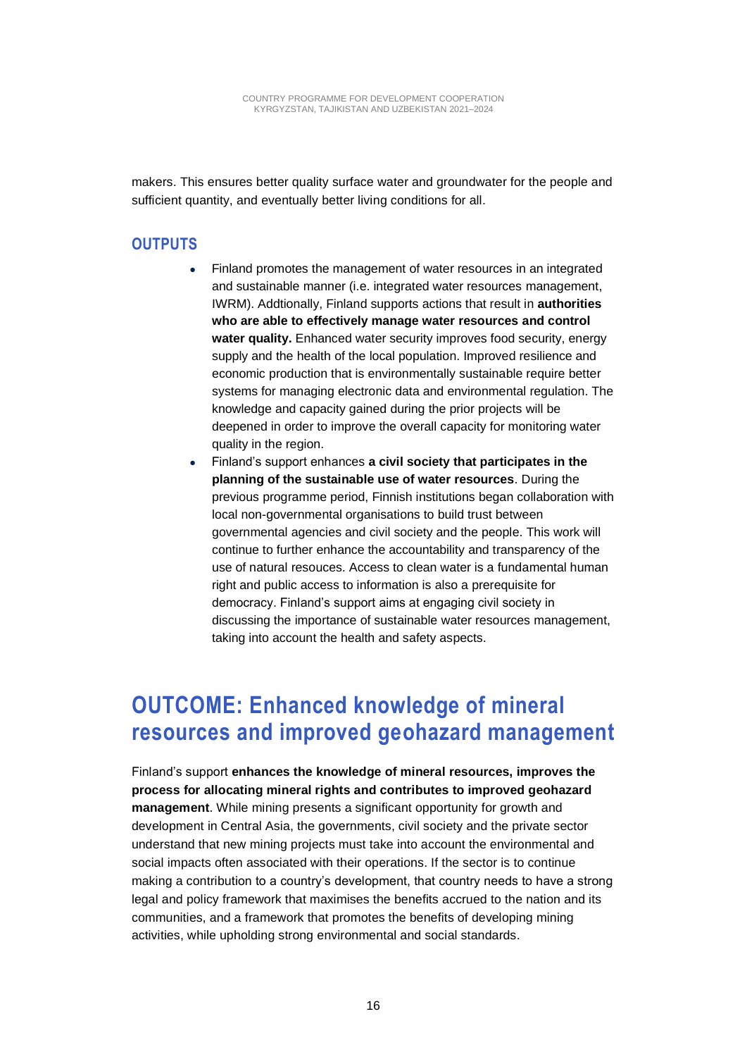makers. This ensures better quality surface water and groundwater for the people and sufficient quantity, and eventually better living conditions for all.

### OUTPUTS

- Finland promotes the management of water resources in an integrated and sustainable manner (i.e. integrated water resources management, IWRM). Addtionally, Finland supports actions that result in **authorities who are able to effectively manage water resources and control water quality.** Enhanced water security improves food security, energy supply and the health of the local population. Improved resilience and economic production that is environmentally sustainable require better systems for managing electronic data and environmental regulation. The knowledge and capacity gained during the prior projects will be deepened in order to improve the overall capacity for monitoring water quality in the region.
- Finland's support enhances **a civil society that participates in the planning of the sustainable use of water resources**. During the previous programme period, Finnish institutions began collaboration with local non-governmental organisations to build trust between governmental agencies and civil society and the people. This work will continue to further enhance the accountability and transparency of the use of natural resouces. Access to clean water is a fundamental human right and public access to information is also a prerequisite for democracy. Finland's support aims at engaging civil society in discussing the importance of sustainable water resources management, taking into account the health and safety aspects.

## OUTCOME: Enhanced knowledge of mineral resources and improved geohazard management

Finland's support **enhances the knowledge of mineral resources, improves the process for allocating mineral rights and contributes to improved geohazard management**. While mining presents a significant opportunity for growth and development in Central Asia, the governments, civil society and the private sector understand that new mining projects must take into account the environmental and social impacts often associated with their operations. If the sector is to continue making a contribution to a country's development, that country needs to have a strong legal and policy framework that maximises the benefits accrued to the nation and its communities, and a framework that promotes the benefits of developing mining activities, while upholding strong environmental and social standards.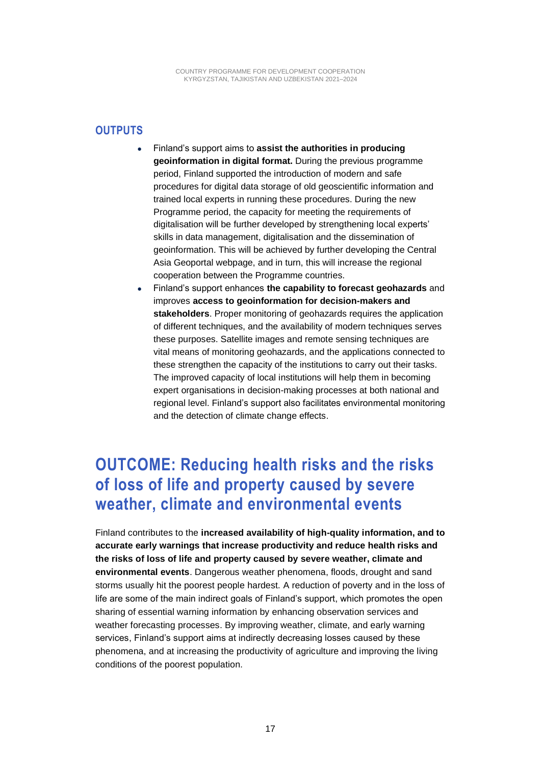### OUTPUTS

- Finland's support aims to **assist the authorities in producing geoinformation in digital format.** During the previous programme period, Finland supported the introduction of modern and safe procedures for digital data storage of old geoscientific information and trained local experts in running these procedures. During the new Programme period, the capacity for meeting the requirements of digitalisation will be further developed by strengthening local experts' skills in data management, digitalisation and the dissemination of geoinformation. This will be achieved by further developing the Central Asia Geoportal webpage, and in turn, this will increase the regional cooperation between the Programme countries.
- Finland's support enhances **the capability to forecast geohazards** and improves **access to geoinformation for decision-makers and stakeholders**. Proper monitoring of geohazards requires the application of different techniques, and the availability of modern techniques serves these purposes. Satellite images and remote sensing techniques are vital means of monitoring geohazards, and the applications connected to these strengthen the capacity of the institutions to carry out their tasks. The improved capacity of local institutions will help them in becoming expert organisations in decision-making processes at both national and regional level. Finland's support also facilitates environmental monitoring and the detection of climate change effects.

## OUTCOME: Reducing health risks and the risks of loss of life and property caused by severe weather, climate and environmental events

Finland contributes to the **increased availability of high-quality information, and to accurate early warnings that increase productivity and reduce health risks and the risks of loss of life and property caused by severe weather, climate and environmental events**. Dangerous weather phenomena, floods, drought and sand storms usually hit the poorest people hardest. A reduction of poverty and in the loss of life are some of the main indirect goals of Finland's support, which promotes the open sharing of essential warning information by enhancing observation services and weather forecasting processes. By improving weather, climate, and early warning services, Finland's support aims at indirectly decreasing losses caused by these phenomena, and at increasing the productivity of agriculture and improving the living conditions of the poorest population.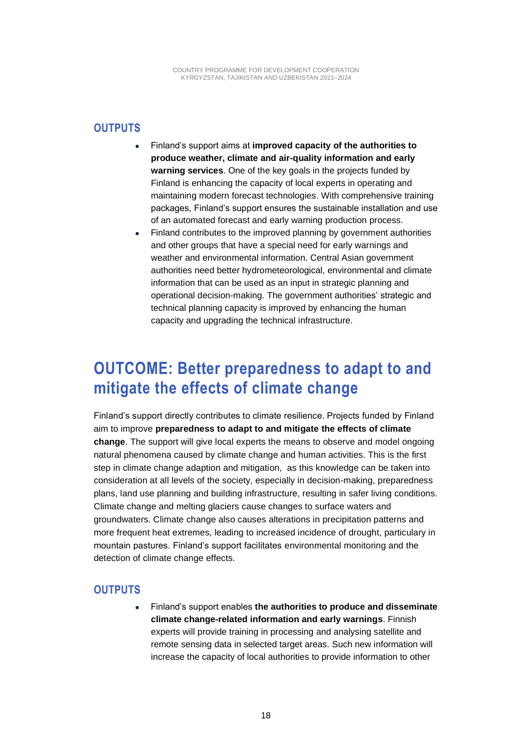### OUTPUTS

- Finland's support aims at **improved capacity of the authorities to produce weather, climate and air-quality information and early warning services**. One of the key goals in the projects funded by Finland is enhancing the capacity of local experts in operating and maintaining modern forecast technologies. With comprehensive training packages, Finland's support ensures the sustainable installation and use of an automated forecast and early warning production process.
- Finland contributes to the improved planning by government authorities and other groups that have a special need for early warnings and weather and environmental information. Central Asian government authorities need better hydrometeorological, environmental and climate information that can be used as an input in strategic planning and operational decision-making. The government authorities' strategic and technical planning capacity is improved by enhancing the human capacity and upgrading the technical infrastructure.

## OUTCOME: Better preparedness to adapt to and mitigate the effects of climate change

Finland's support directly contributes to climate resilience. Projects funded by Finland aim to improve **preparedness to adapt to and mitigate the effects of climate change**. The support will give local experts the means to observe and model ongoing natural phenomena caused by climate change and human activities. This is the first step in climate change adaption and mitigation, as this knowledge can be taken into consideration at all levels of the society, especially in decision-making, preparedness plans, land use planning and building infrastructure, resulting in safer living conditions. Climate change and melting glaciers cause changes to surface waters and groundwaters. Climate change also causes alterations in precipitation patterns and more frequent heat extremes, leading to increased incidence of drought, particulary in mountain pastures. Finland's support facilitates environmental monitoring and the detection of climate change effects.

### OUTPUTS

- Finland's support enables **the authorities to produce and disseminate climate change-related information and early warnings**. Finnish experts will provide training in processing and analysing satellite and remote sensing data in selected target areas. Such new information will increase the capacity of local authorities to provide information to other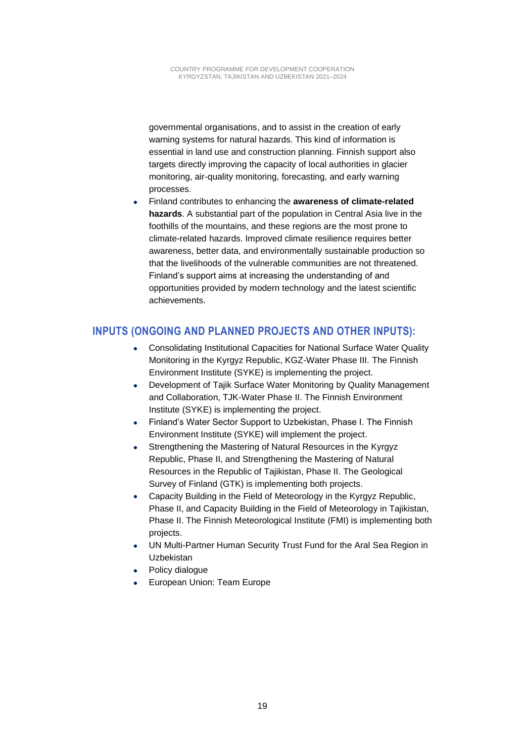governmental organisations, and to assist in the creation of early warning systems for natural hazards. This kind of information is essential in land use and construction planning. Finnish support also targets directly improving the capacity of local authorities in glacier monitoring, air-quality monitoring, forecasting, and early warning processes.

- Finland contributes to enhancing the **awareness of climate-related hazards**. A substantial part of the population in Central Asia live in the foothills of the mountains, and these regions are the most prone to climate-related hazards. Improved climate resilience requires better awareness, better data, and environmentally sustainable production so that the livelihoods of the vulnerable communities are not threatened. Finland's support aims at increasing the understanding of and opportunities provided by modern technology and the latest scientific achievements.

## INPUTS (ONGOING AND PLANNED PROJECTS AND OTHER INPUTS):

- Consolidating Institutional Capacities for National Surface Water Quality Monitoring in the Kyrgyz Republic, KGZ-Water Phase III. The Finnish Environment Institute (SYKE) is implementing the project.
- Development of Tajik Surface Water Monitoring by Quality Management and Collaboration, TJK-Water Phase II. The Finnish Environment Institute (SYKE) is implementing the project.
- Finland's Water Sector Support to Uzbekistan, Phase I. The Finnish Environment Institute (SYKE) will implement the project.
- Strengthening the Mastering of Natural Resources in the Kyrgyz Republic, Phase II, and Strengthening the Mastering of Natural Resources in the Republic of Tajikistan, Phase II. The Geological Survey of Finland (GTK) is implementing both projects.
- Capacity Building in the Field of Meteorology in the Kyrgyz Republic, Phase II, and Capacity Building in the Field of Meteorology in Tajikistan, Phase II. The Finnish Meteorological Institute (FMI) is implementing both projects.
- UN Multi-Partner Human Security Trust Fund for the Aral Sea Region in Uzbekistan
- Policy dialogue
- European Union: Team Europe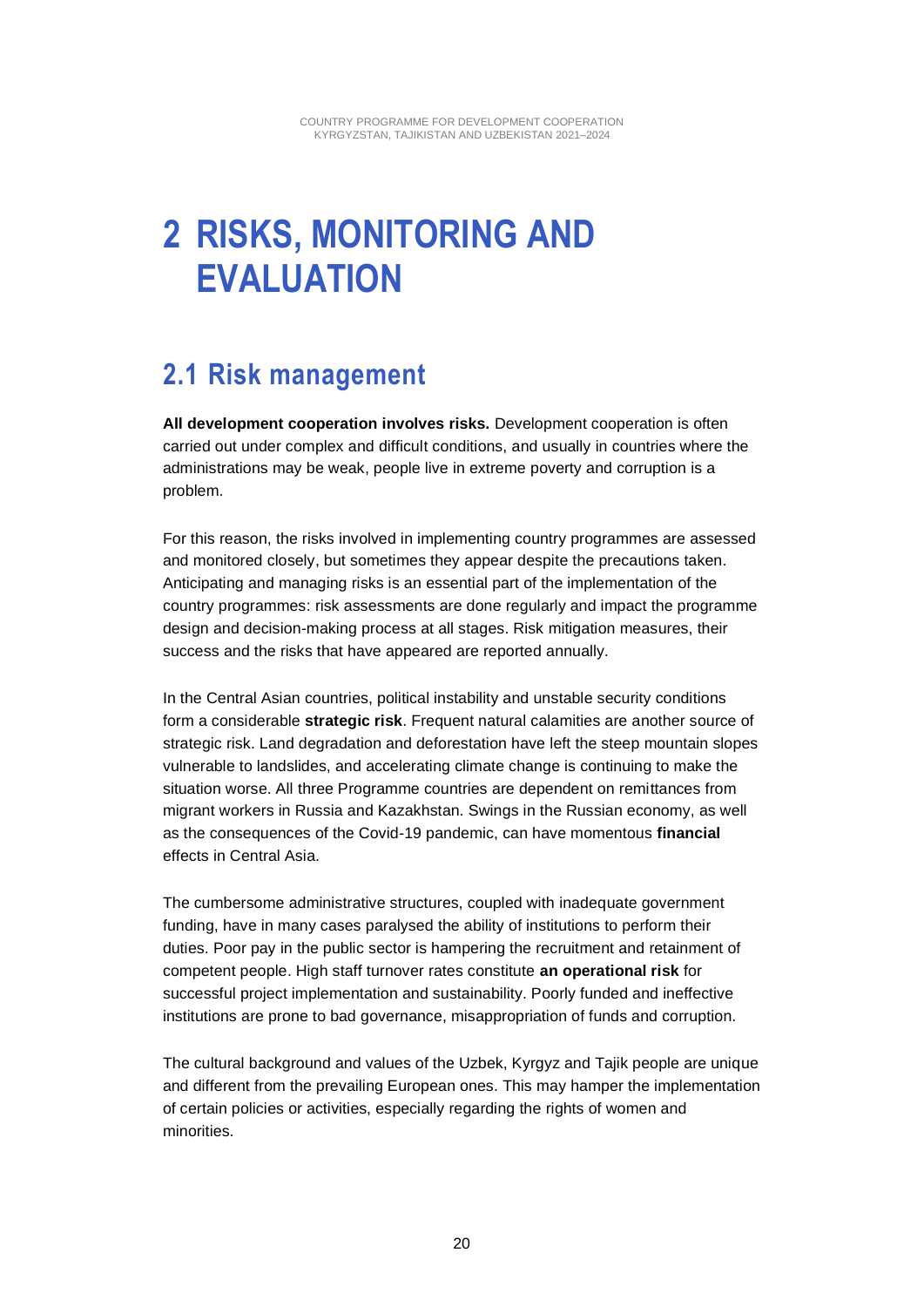# 2 RISKS, MONITORING AND EVALUATION

## 2.1 Risk management

**All development cooperation involves risks.** Development cooperation is often carried out under complex and difficult conditions, and usually in countries where the administrations may be weak, people live in extreme poverty and corruption is a problem.

For this reason, the risks involved in implementing country programmes are assessed and monitored closely, but sometimes they appear despite the precautions taken. Anticipating and managing risks is an essential part of the implementation of the country programmes: risk assessments are done regularly and impact the programme design and decision-making process at all stages. Risk mitigation measures, their success and the risks that have appeared are reported annually.

In the Central Asian countries, political instability and unstable security conditions form a considerable **strategic risk**. Frequent natural calamities are another source of strategic risk. Land degradation and deforestation have left the steep mountain slopes vulnerable to landslides, and accelerating climate change is continuing to make the situation worse. All three Programme countries are dependent on remittances from migrant workers in Russia and Kazakhstan. Swings in the Russian economy, as well as the consequences of the Covid-19 pandemic, can have momentous **financial** effects in Central Asia.

The cumbersome administrative structures, coupled with inadequate government funding, have in many cases paralysed the ability of institutions to perform their duties. Poor pay in the public sector is hampering the recruitment and retainment of competent people. High staff turnover rates constitute **an operational risk** for successful project implementation and sustainability. Poorly funded and ineffective institutions are prone to bad governance, misappropriation of funds and corruption.

The cultural background and values of the Uzbek, Kyrgyz and Tajik people are unique and different from the prevailing European ones. This may hamper the implementation of certain policies or activities, especially regarding the rights of women and minorities.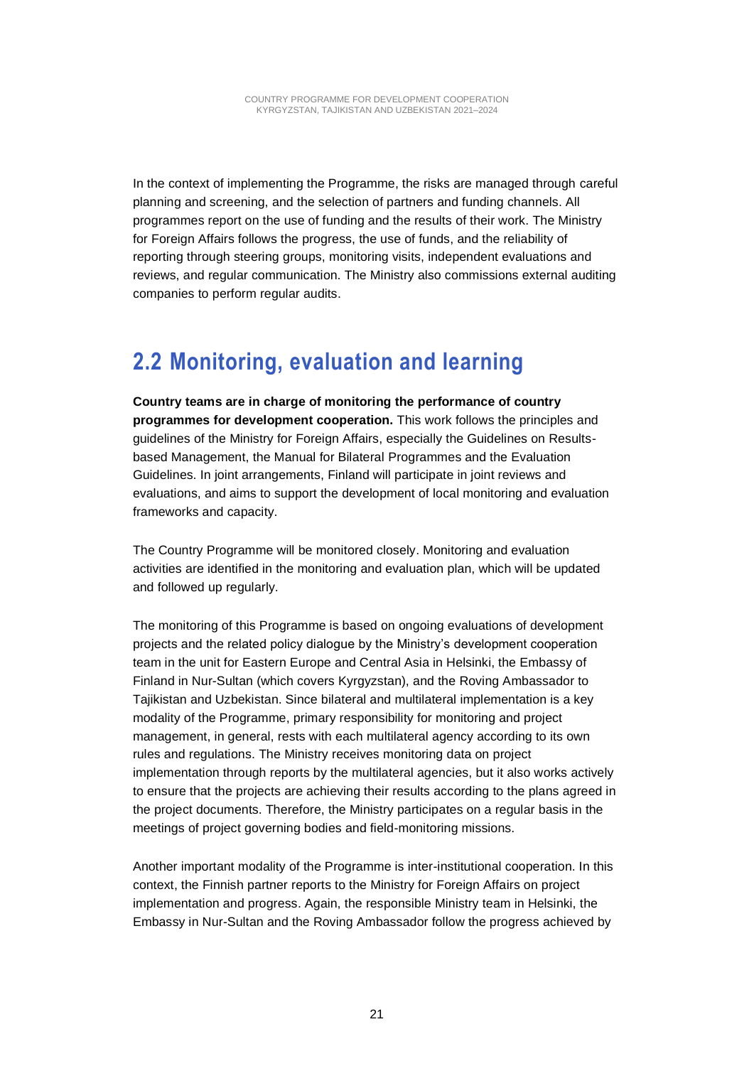In the context of implementing the Programme, the risks are managed through careful planning and screening, and the selection of partners and funding channels. All programmes report on the use of funding and the results of their work. The Ministry for Foreign Affairs follows the progress, the use of funds, and the reliability of reporting through steering groups, monitoring visits, independent evaluations and reviews, and regular communication. The Ministry also commissions external auditing companies to perform regular audits.

## 2.2 Monitoring, evaluation and learning

**Country teams are in charge of monitoring the performance of country programmes for development cooperation.** This work follows the principles and guidelines of the Ministry for Foreign Affairs, especially the Guidelines on Results-based Management, the Manual for Bilateral Programmes and the Evaluation Guidelines. In joint arrangements, Finland will participate in joint reviews and evaluations, and aims to support the development of local monitoring and evaluation frameworks and capacity.

The Country Programme will be monitored closely. Monitoring and evaluation activities are identified in the monitoring and evaluation plan, which will be updated and followed up regularly.

The monitoring of this Programme is based on ongoing evaluations of development projects and the related policy dialogue by the Ministry's development cooperation team in the unit for Eastern Europe and Central Asia in Helsinki, the Embassy of Finland in Nur-Sultan (which covers Kyrgyzstan), and the Roving Ambassador to Tajikistan and Uzbekistan. Since bilateral and multilateral implementation is a key modality of the Programme, primary responsibility for monitoring and project management, in general, rests with each multilateral agency according to its own rules and regulations. The Ministry receives monitoring data on project implementation through reports by the multilateral agencies, but it also works actively to ensure that the projects are achieving their results according to the plans agreed in the project documents. Therefore, the Ministry participates on a regular basis in the meetings of project governing bodies and field-monitoring missions.

Another important modality of the Programme is inter-institutional cooperation. In this context, the Finnish partner reports to the Ministry for Foreign Affairs on project implementation and progress. Again, the responsible Ministry team in Helsinki, the Embassy in Nur-Sultan and the Roving Ambassador follow the progress achieved by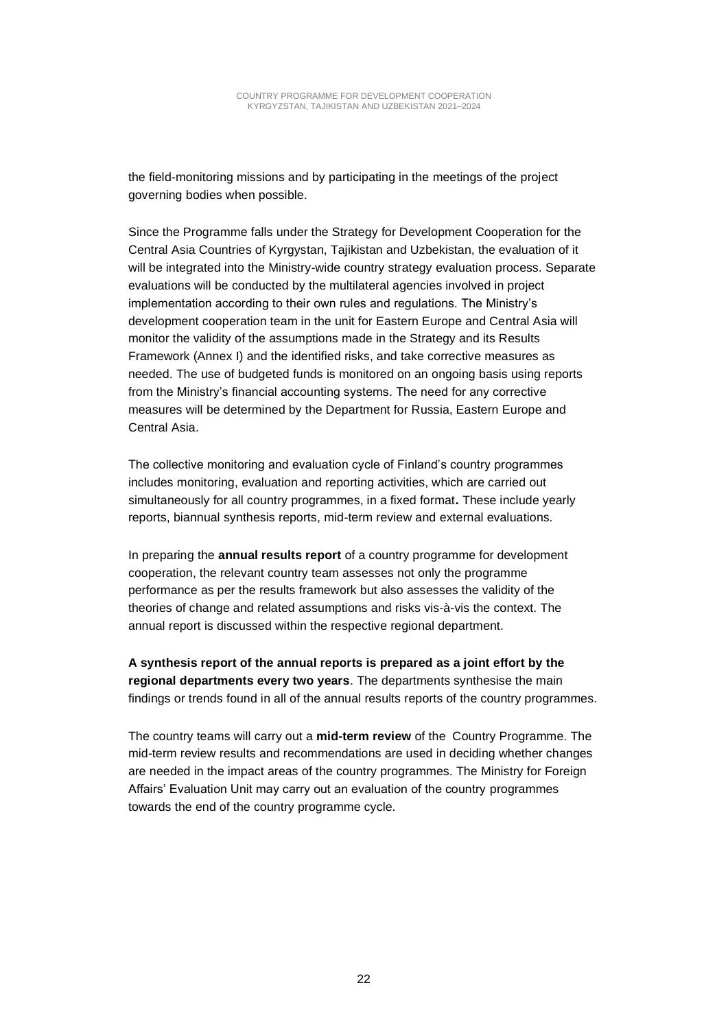the field-monitoring missions and by participating in the meetings of the project governing bodies when possible.

Since the Programme falls under the Strategy for Development Cooperation for the Central Asia Countries of Kyrgystan, Tajikistan and Uzbekistan, the evaluation of it will be integrated into the Ministry-wide country strategy evaluation process. Separate evaluations will be conducted by the multilateral agencies involved in project implementation according to their own rules and regulations. The Ministry's development cooperation team in the unit for Eastern Europe and Central Asia will monitor the validity of the assumptions made in the Strategy and its Results Framework (Annex I) and the identified risks, and take corrective measures as needed. The use of budgeted funds is monitored on an ongoing basis using reports from the Ministry's financial accounting systems. The need for any corrective measures will be determined by the Department for Russia, Eastern Europe and Central Asia.

The collective monitoring and evaluation cycle of Finland's country programmes includes monitoring, evaluation and reporting activities, which are carried out simultaneously for all country programmes, in a fixed format**.** These include yearly reports, biannual synthesis reports, mid-term review and external evaluations.

In preparing the **annual results report** of a country programme for development cooperation, the relevant country team assesses not only the programme performance as per the results framework but also assesses the validity of the theories of change and related assumptions and risks vis-à-vis the context. The annual report is discussed within the respective regional department.

**A synthesis report of the annual reports is prepared as a joint effort by the regional departments every two years**. The departments synthesise the main findings or trends found in all of the annual results reports of the country programmes.

The country teams will carry out a **mid-term review** of the Country Programme. The mid-term review results and recommendations are used in deciding whether changes are needed in the impact areas of the country programmes. The Ministry for Foreign Affairs' Evaluation Unit may carry out an evaluation of the country programmes towards the end of the country programme cycle.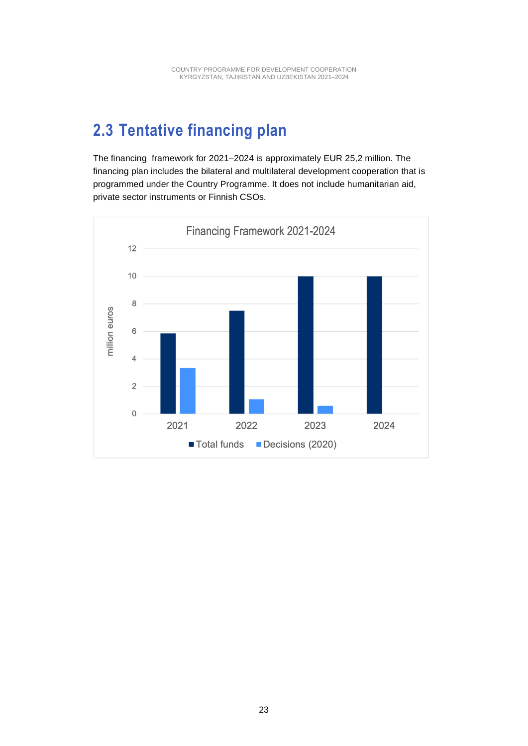## 2.3 Tentative financing plan

The financing framework for 2021–2024 is approximately EUR 25,2 million. The financing plan includes the bilateral and multilateral development cooperation that is programmed under the Country Programme. It does not include humanitarian aid, private sector instruments or Finnish CSOs.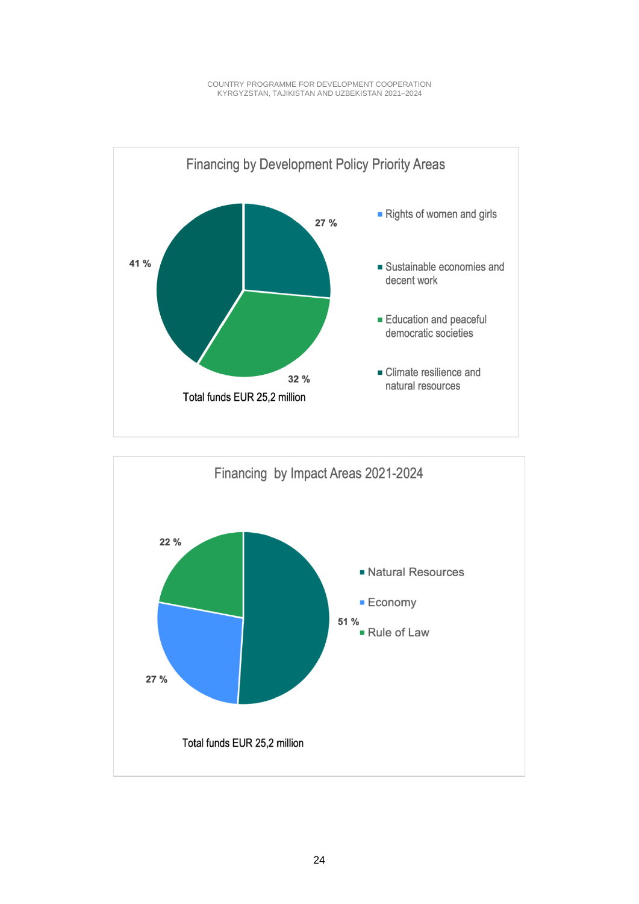Financing by Development Policy Priority Areas

27 %

41 %

32 %

Total funds EUR 25,2 million

- Rights of women and girls
- Sustainable economies and decent work
- Education and peaceful democratic societies
- Climate resilience and natural resources

Financing by Impact Areas 2021-2024

22 %

51 %

27 %

- Natural Resources
- Economy
- Rule of Law

Total funds EUR 25,2 million